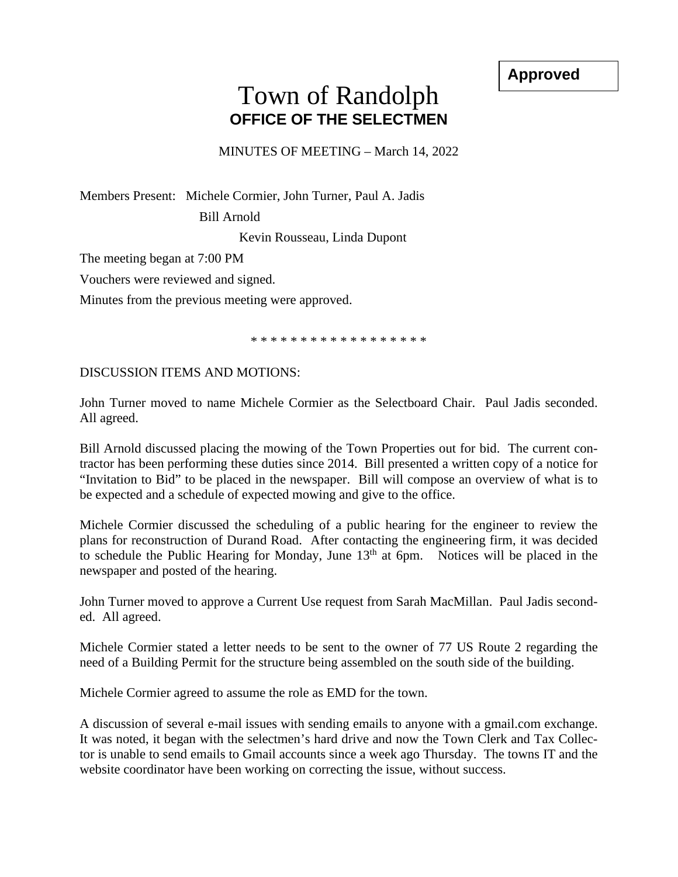**Approved**

# Town of Randolph
## OFFICE OF THE SELECTMEN

MINUTES OF MEETING – March 14, 2022

Members Present: Michele Cormier, John Turner, Paul A. Jadis

Bill Arnold

Kevin Rousseau, Linda Dupont

The meeting began at 7:00 PM

Vouchers were reviewed and signed.

Minutes from the previous meeting were approved.

* * * * * * * * * * * * * * * * * *

DISCUSSION ITEMS AND MOTIONS:

John Turner moved to name Michele Cormier as the Selectboard Chair. Paul Jadis seconded. All agreed.

Bill Arnold discussed placing the mowing of the Town Properties out for bid. The current contractor has been performing these duties since 2014. Bill presented a written copy of a notice for "Invitation to Bid" to be placed in the newspaper. Bill will compose an overview of what is to be expected and a schedule of expected mowing and give to the office.

Michele Cormier discussed the scheduling of a public hearing for the engineer to review the plans for reconstruction of Durand Road. After contacting the engineering firm, it was decided to schedule the Public Hearing for Monday, June 13th at 6pm. Notices will be placed in the newspaper and posted of the hearing.

John Turner moved to approve a Current Use request from Sarah MacMillan. Paul Jadis seconded. All agreed.

Michele Cormier stated a letter needs to be sent to the owner of 77 US Route 2 regarding the need of a Building Permit for the structure being assembled on the south side of the building.

Michele Cormier agreed to assume the role as EMD for the town.

A discussion of several e-mail issues with sending emails to anyone with a gmail.com exchange. It was noted, it began with the selectmen's hard drive and now the Town Clerk and Tax Collector is unable to send emails to Gmail accounts since a week ago Thursday. The towns IT and the website coordinator have been working on correcting the issue, without success.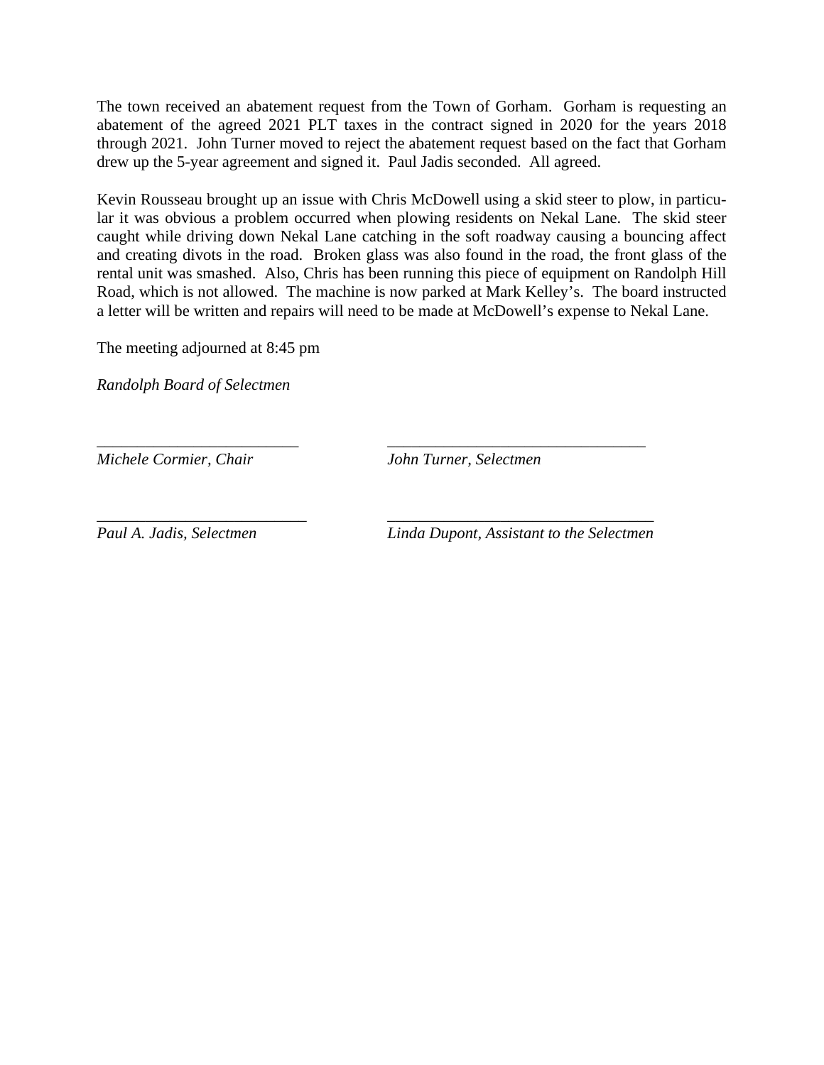The town received an abatement request from the Town of Gorham. Gorham is requesting an abatement of the agreed 2021 PLT taxes in the contract signed in 2020 for the years 2018 through 2021. John Turner moved to reject the abatement request based on the fact that Gorham drew up the 5-year agreement and signed it. Paul Jadis seconded. All agreed.

Kevin Rousseau brought up an issue with Chris McDowell using a skid steer to plow, in particular it was obvious a problem occurred when plowing residents on Nekal Lane. The skid steer caught while driving down Nekal Lane catching in the soft roadway causing a bouncing affect and creating divots in the road. Broken glass was also found in the road, the front glass of the rental unit was smashed. Also, Chris has been running this piece of equipment on Randolph Hill Road, which is not allowed. The machine is now parked at Mark Kelley's. The board instructed a letter will be written and repairs will need to be made at McDowell's expense to Nekal Lane.

The meeting adjourned at 8:45 pm

*Randolph Board of Selectmen*

_________________________ _________________________________
*Michele Cormier, Chair* *John Turner, Selectmen*

__________________________ __________________________________
*Paul A. Jadis, Selectmen* *Linda Dupont, Assistant to the Selectmen*